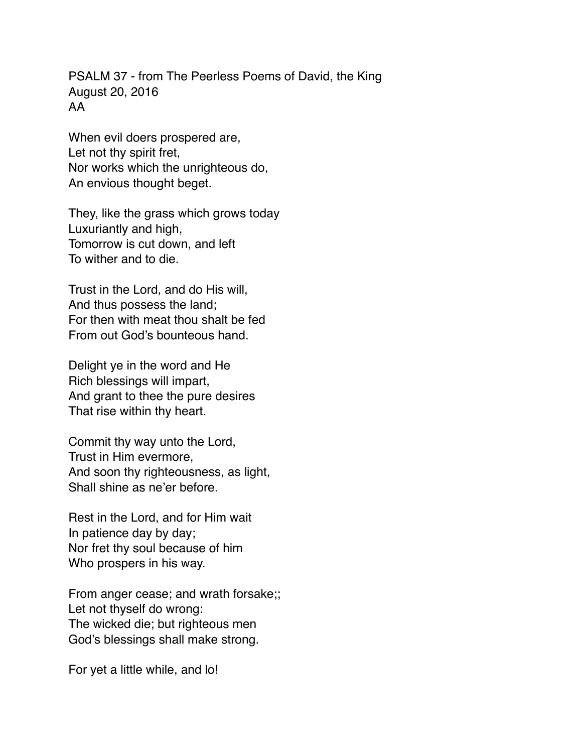PSALM 37 - from The Peerless Poems of David, the King
August 20, 2016
AA

When evil doers prospered are,
Let not thy spirit fret,
Nor works which the unrighteous do,
An envious thought beget.

They, like the grass which grows today
Luxuriantly and high,
Tomorrow is cut down, and left
To wither and to die.

Trust in the Lord, and do His will,
And thus possess the land;
For then with meat thou shalt be fed
From out God's bounteous hand.

Delight ye in the word and He
Rich blessings will impart,
And grant to thee the pure desires
That rise within thy heart.

Commit thy way unto the Lord,
Trust in Him evermore,
And soon thy righteousness, as light,
Shall shine as ne'er before.

Rest in the Lord, and for Him wait
In patience day by day;
Nor fret thy soul because of him
Who prospers in his way.

From anger cease; and wrath forsake;;
Let not thyself do wrong:
The wicked die; but righteous men
God's blessings shall make strong.

For yet a little while, and lo!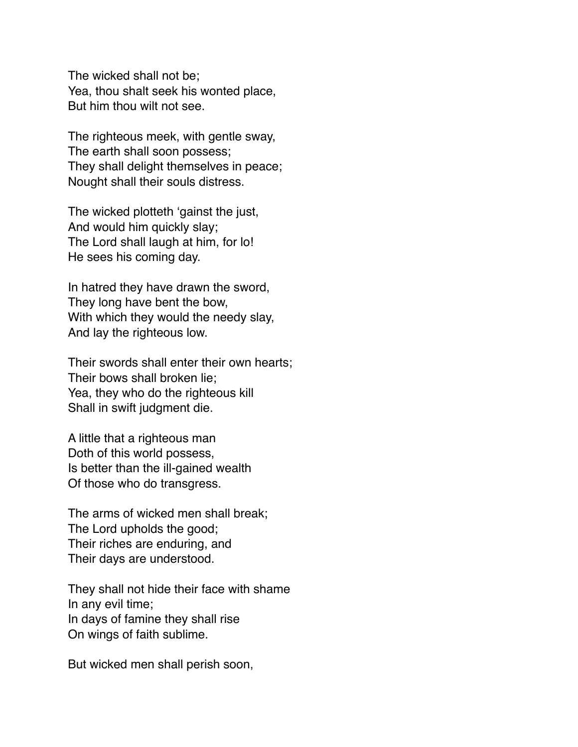The wicked shall not be;  
Yea, thou shalt seek his wonted place,  
But him thou wilt not see.

The righteous meek, with gentle sway,  
The earth shall soon possess;  
They shall delight themselves in peace;  
Nought shall their souls distress.

The wicked plotteth 'gainst the just,  
And would him quickly slay;  
The Lord shall laugh at him, for lo!  
He sees his coming day.

In hatred they have drawn the sword,  
They long have bent the bow,  
With which they would the needy slay,  
And lay the righteous low.

Their swords shall enter their own hearts;  
Their bows shall broken lie;  
Yea, they who do the righteous kill  
Shall in swift judgment die.

A little that a righteous man  
Doth of this world possess,  
Is better than the ill-gained wealth  
Of those who do transgress.

The arms of wicked men shall break;  
The Lord upholds the good;  
Their riches are enduring, and  
Their days are understood.

They shall not hide their face with shame  
In any evil time;  
In days of famine they shall rise  
On wings of faith sublime.

But wicked men shall perish soon,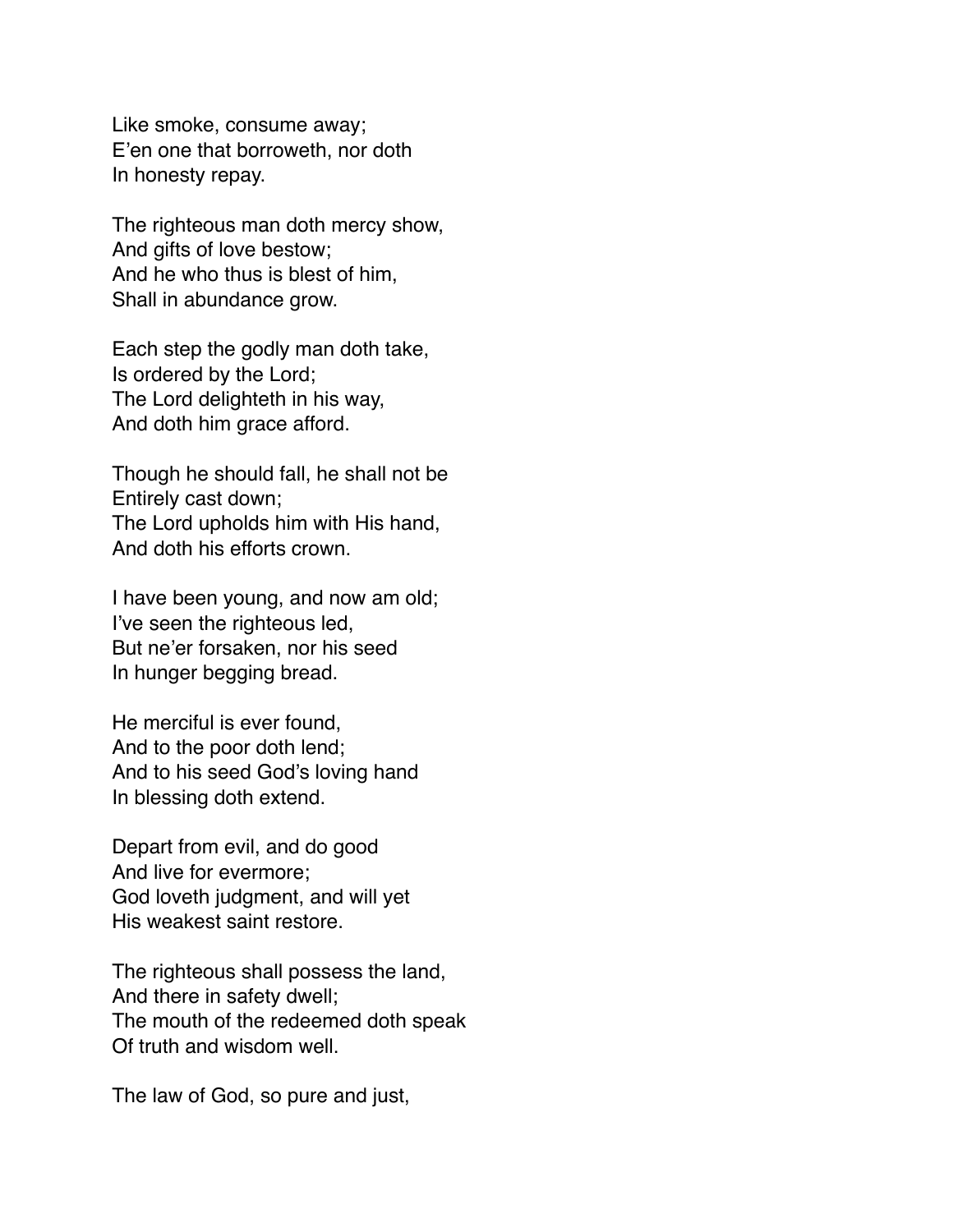Like smoke, consume away;
E'en one that borroweth, nor doth
In honesty repay.

The righteous man doth mercy show,
And gifts of love bestow;
And he who thus is blest of him,
Shall in abundance grow.

Each step the godly man doth take,
Is ordered by the Lord;
The Lord delighteth in his way,
And doth him grace afford.

Though he should fall, he shall not be
Entirely cast down;
The Lord upholds him with His hand,
And doth his efforts crown.

I have been young, and now am old;
I've seen the righteous led,
But ne'er forsaken, nor his seed
In hunger begging bread.

He merciful is ever found,
And to the poor doth lend;
And to his seed God's loving hand
In blessing doth extend.

Depart from evil, and do good
And live for evermore;
God loveth judgment, and will yet
His weakest saint restore.

The righteous shall possess the land,
And there in safety dwell;
The mouth of the redeemed doth speak
Of truth and wisdom well.

The law of God, so pure and just,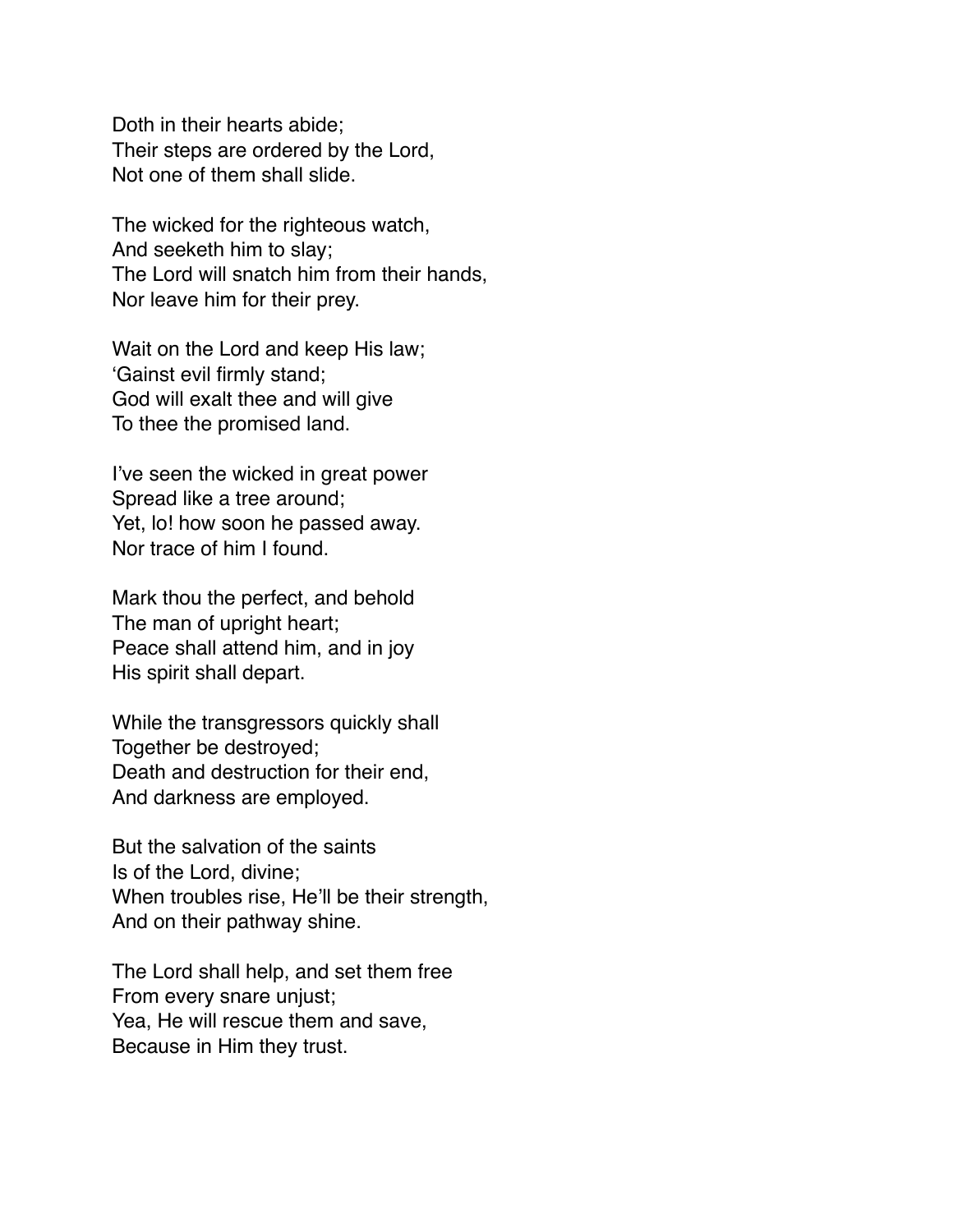Doth in their hearts abide;
Their steps are ordered by the Lord,
Not one of them shall slide.

The wicked for the righteous watch,
And seeketh him to slay;
The Lord will snatch him from their hands,
Nor leave him for their prey.

Wait on the Lord and keep His law;
'Gainst evil firmly stand;
God will exalt thee and will give
To thee the promised land.

I've seen the wicked in great power
Spread like a tree around;
Yet, lo! how soon he passed away.
Nor trace of him I found.

Mark thou the perfect, and behold
The man of upright heart;
Peace shall attend him, and in joy
His spirit shall depart.

While the transgressors quickly shall
Together be destroyed;
Death and destruction for their end,
And darkness are employed.

But the salvation of the saints
Is of the Lord, divine;
When troubles rise, He'll be their strength,
And on their pathway shine.

The Lord shall help, and set them free
From every snare unjust;
Yea, He will rescue them and save,
Because in Him they trust.